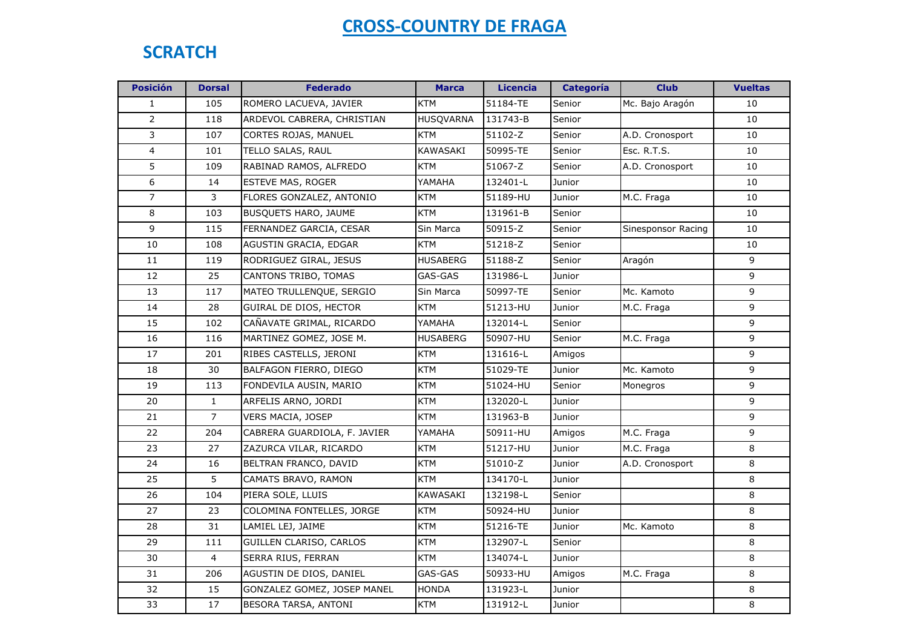# CROSS-COUNTRY DE FRAGA

## SCRATCH

| Posición | Dorsal | Federado | Marca | Licencia | Categoría | Club | Vueltas |
|---|---|---|---|---|---|---|---|
| 1 | 105 | ROMERO LACUEVA, JAVIER | KTM | 51184-TE | Senior | Mc. Bajo Aragón | 10 |
| 2 | 118 | ARDEVOL CABRERA, CHRISTIAN | HUSQVARNA | 131743-B | Senior | | 10 |
| 3 | 107 | CORTES ROJAS, MANUEL | KTM | 51102-Z | Senior | A.D. Cronosport | 10 |
| 4 | 101 | TELLO SALAS, RAUL | KAWASAKI | 50995-TE | Senior | Esc. R.T.S. | 10 |
| 5 | 109 | RABINAD RAMOS, ALFREDO | KTM | 51067-Z | Senior | A.D. Cronosport | 10 |
| 6 | 14 | ESTEVE MAS, ROGER | YAMAHA | 132401-L | Junior | | 10 |
| 7 | 3 | FLORES GONZALEZ, ANTONIO | KTM | 51189-HU | Junior | M.C. Fraga | 10 |
| 8 | 103 | BUSQUETS HARO, JAUME | KTM | 131961-B | Senior | | 10 |
| 9 | 115 | FERNANDEZ GARCIA, CESAR | Sin Marca | 50915-Z | Senior | Sinesponsor Racing | 10 |
| 10 | 108 | AGUSTIN GRACIA, EDGAR | KTM | 51218-Z | Senior | | 10 |
| 11 | 119 | RODRIGUEZ GIRAL, JESUS | HUSABERG | 51188-Z | Senior | Aragón | 9 |
| 12 | 25 | CANTONS TRIBO, TOMAS | GAS-GAS | 131986-L | Junior | | 9 |
| 13 | 117 | MATEO TRULLENQUE, SERGIO | Sin Marca | 50997-TE | Senior | Mc. Kamoto | 9 |
| 14 | 28 | GUIRAL DE DIOS, HECTOR | KTM | 51213-HU | Junior | M.C. Fraga | 9 |
| 15 | 102 | CAÑAVATE GRIMAL, RICARDO | YAMAHA | 132014-L | Senior | | 9 |
| 16 | 116 | MARTINEZ GOMEZ, JOSE M. | HUSABERG | 50907-HU | Senior | M.C. Fraga | 9 |
| 17 | 201 | RIBES CASTELLS, JERONI | KTM | 131616-L | Amigos | | 9 |
| 18 | 30 | BALFAGON FIERRO, DIEGO | KTM | 51029-TE | Junior | Mc. Kamoto | 9 |
| 19 | 113 | FONDEVILA AUSIN, MARIO | KTM | 51024-HU | Senior | Monegros | 9 |
| 20 | 1 | ARFELIS ARNO, JORDI | KTM | 132020-L | Junior | | 9 |
| 21 | 7 | VERS MACIA, JOSEP | KTM | 131963-B | Junior | | 9 |
| 22 | 204 | CABRERA GUARDIOLA, F. JAVIER | YAMAHA | 50911-HU | Amigos | M.C. Fraga | 9 |
| 23 | 27 | ZAZURCA VILAR, RICARDO | KTM | 51217-HU | Junior | M.C. Fraga | 8 |
| 24 | 16 | BELTRAN FRANCO, DAVID | KTM | 51010-Z | Junior | A.D. Cronosport | 8 |
| 25 | 5 | CAMATS BRAVO, RAMON | KTM | 134170-L | Junior | | 8 |
| 26 | 104 | PIERA SOLE, LLUIS | KAWASAKI | 132198-L | Senior | | 8 |
| 27 | 23 | COLOMINA FONTELLES, JORGE | KTM | 50924-HU | Junior | | 8 |
| 28 | 31 | LAMIEL LEJ, JAIME | KTM | 51216-TE | Junior | Mc. Kamoto | 8 |
| 29 | 111 | GUILLEN CLARISO, CARLOS | KTM | 132907-L | Senior | | 8 |
| 30 | 4 | SERRA RIUS, FERRAN | KTM | 134074-L | Junior | | 8 |
| 31 | 206 | AGUSTIN DE DIOS, DANIEL | GAS-GAS | 50933-HU | Amigos | M.C. Fraga | 8 |
| 32 | 15 | GONZALEZ GOMEZ, JOSEP MANEL | HONDA | 131923-L | Junior | | 8 |
| 33 | 17 | BESORA TARSA, ANTONI | KTM | 131912-L | Junior | | 8 |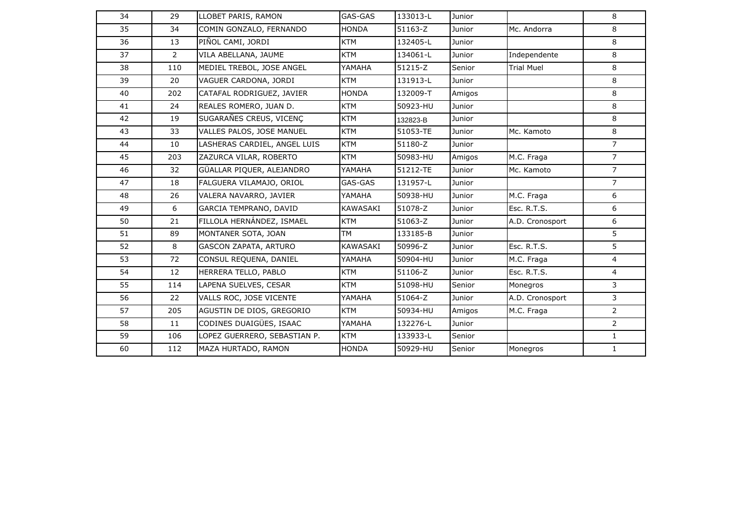| 34 | 29 | LLOBET PARIS, RAMON | GAS-GAS | 133013-L | Junior | | 8 |
|---|---|---|---|---|---|---|---|
| 35 | 34 | COMIN GONZALO, FERNANDO | HONDA | 51163-Z | Junior | Mc. Andorra | 8 |
| 36 | 13 | PIÑOL CAMI, JORDI | KTM | 132405-L | Junior | | 8 |
| 37 | 2 | VILA ABELLANA, JAUME | KTM | 134061-L | Junior | Independente | 8 |
| 38 | 110 | MEDIEL TREBOL, JOSE ANGEL | YAMAHA | 51215-Z | Senior | Trial Muel | 8 |
| 39 | 20 | VAGUER CARDONA, JORDI | KTM | 131913-L | Junior | | 8 |
| 40 | 202 | CATAFAL RODRIGUEZ, JAVIER | HONDA | 132009-T | Amigos | | 8 |
| 41 | 24 | REALES ROMERO, JUAN D. | KTM | 50923-HU | Junior | | 8 |
| 42 | 19 | SUGARAÑES CREUS, VICENÇ | KTM | 132823-B | Junior | | 8 |
| 43 | 33 | VALLES PALOS, JOSE MANUEL | KTM | 51053-TE | Junior | Mc. Kamoto | 8 |
| 44 | 10 | LASHERAS CARDIEL, ANGEL LUIS | KTM | 51180-Z | Junior | | 7 |
| 45 | 203 | ZAZURCA VILAR, ROBERTO | KTM | 50983-HU | Amigos | M.C. Fraga | 7 |
| 46 | 32 | GÜALLAR PIQUER, ALEJANDRO | YAMAHA | 51212-TE | Junior | Mc. Kamoto | 7 |
| 47 | 18 | FALGUERA VILAMAJO, ORIOL | GAS-GAS | 131957-L | Junior | | 7 |
| 48 | 26 | VALERA NAVARRO, JAVIER | YAMAHA | 50938-HU | Junior | M.C. Fraga | 6 |
| 49 | 6 | GARCIA TEMPRANO, DAVID | KAWASAKI | 51078-Z | Junior | Esc. R.T.S. | 6 |
| 50 | 21 | FILLOLA HERNÁNDEZ, ISMAEL | KTM | 51063-Z | Junior | A.D. Cronosport | 6 |
| 51 | 89 | MONTANER SOTA, JOAN | TM | 133185-B | Junior | | 5 |
| 52 | 8 | GASCON ZAPATA, ARTURO | KAWASAKI | 50996-Z | Junior | Esc. R.T.S. | 5 |
| 53 | 72 | CONSUL REQUENA, DANIEL | YAMAHA | 50904-HU | Junior | M.C. Fraga | 4 |
| 54 | 12 | HERRERA TELLO, PABLO | KTM | 51106-Z | Junior | Esc. R.T.S. | 4 |
| 55 | 114 | LAPENA SUELVES, CESAR | KTM | 51098-HU | Senior | Monegros | 3 |
| 56 | 22 | VALLS ROC, JOSE VICENTE | YAMAHA | 51064-Z | Junior | A.D. Cronosport | 3 |
| 57 | 205 | AGUSTIN DE DIOS, GREGORIO | KTM | 50934-HU | Amigos | M.C. Fraga | 2 |
| 58 | 11 | CODINES DUAIGÜES, ISAAC | YAMAHA | 132276-L | Junior | | 2 |
| 59 | 106 | LOPEZ GUERRERO, SEBASTIAN P. | KTM | 133933-L | Senior | | 1 |
| 60 | 112 | MAZA HURTADO, RAMON | HONDA | 50929-HU | Senior | Monegros | 1 |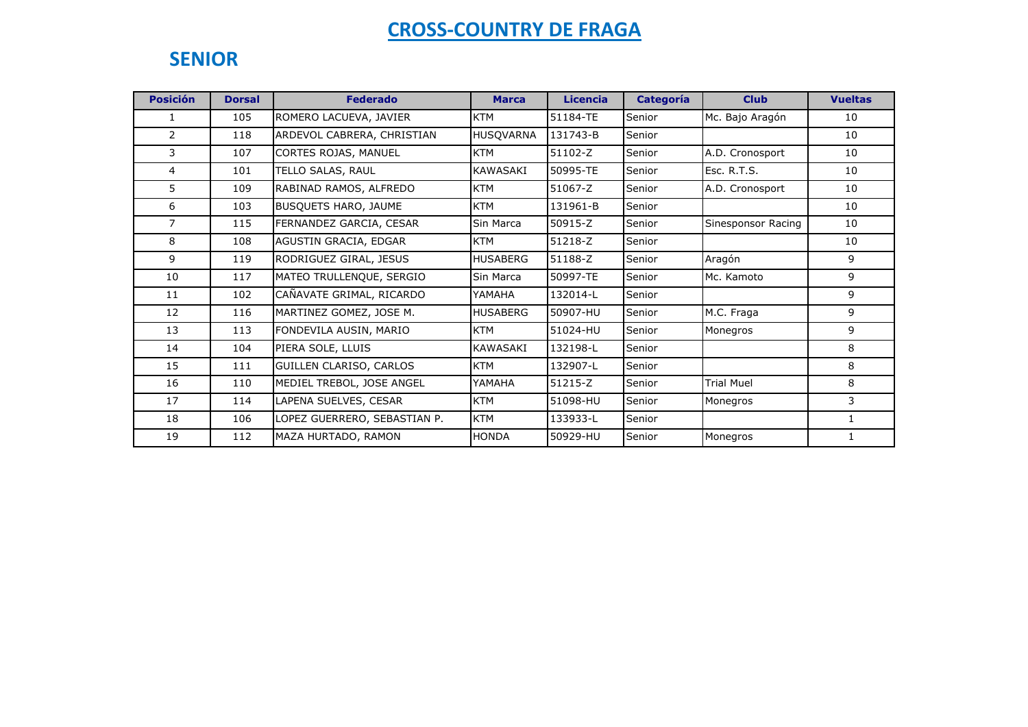# CROSS-COUNTRY DE FRAGA

## SENIOR

| Posición | Dorsal | Federado | Marca | Licencia | Categoría | Club | Vueltas |
|---|---|---|---|---|---|---|---|
| 1 | 105 | ROMERO LACUEVA, JAVIER | KTM | 51184-TE | Senior | Mc. Bajo Aragón | 10 |
| 2 | 118 | ARDEVOL CABRERA, CHRISTIAN | HUSQVARNA | 131743-B | Senior | | 10 |
| 3 | 107 | CORTES ROJAS, MANUEL | KTM | 51102-Z | Senior | A.D. Cronosport | 10 |
| 4 | 101 | TELLO SALAS, RAUL | KAWASAKI | 50995-TE | Senior | Esc. R.T.S. | 10 |
| 5 | 109 | RABINAD RAMOS, ALFREDO | KTM | 51067-Z | Senior | A.D. Cronosport | 10 |
| 6 | 103 | BUSQUETS HARO, JAUME | KTM | 131961-B | Senior | | 10 |
| 7 | 115 | FERNANDEZ GARCIA, CESAR | Sin Marca | 50915-Z | Senior | Sinesponsor Racing | 10 |
| 8 | 108 | AGUSTIN GRACIA, EDGAR | KTM | 51218-Z | Senior | | 10 |
| 9 | 119 | RODRIGUEZ GIRAL, JESUS | HUSABERG | 51188-Z | Senior | Aragón | 9 |
| 10 | 117 | MATEO TRULLENQUE, SERGIO | Sin Marca | 50997-TE | Senior | Mc. Kamoto | 9 |
| 11 | 102 | CAÑAVATE GRIMAL, RICARDO | YAMAHA | 132014-L | Senior | | 9 |
| 12 | 116 | MARTINEZ GOMEZ, JOSE M. | HUSABERG | 50907-HU | Senior | M.C. Fraga | 9 |
| 13 | 113 | FONDEVILA AUSIN, MARIO | KTM | 51024-HU | Senior | Monegros | 9 |
| 14 | 104 | PIERA SOLE, LLUIS | KAWASAKI | 132198-L | Senior | | 8 |
| 15 | 111 | GUILLEN CLARISO, CARLOS | KTM | 132907-L | Senior | | 8 |
| 16 | 110 | MEDIEL TREBOL, JOSE ANGEL | YAMAHA | 51215-Z | Senior | Trial Muel | 8 |
| 17 | 114 | LAPENA SUELVES, CESAR | KTM | 51098-HU | Senior | Monegros | 3 |
| 18 | 106 | LOPEZ GUERRERO, SEBASTIAN P. | KTM | 133933-L | Senior | | 1 |
| 19 | 112 | MAZA HURTADO, RAMON | HONDA | 50929-HU | Senior | Monegros | 1 |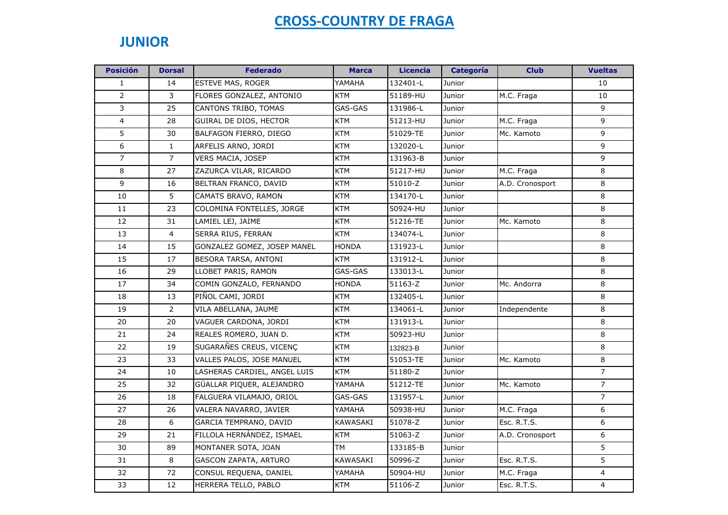# CROSS-COUNTRY DE FRAGA

## JUNIOR

| Posición | Dorsal | Federado | Marca | Licencia | Categoría | Club | Vueltas |
|---|---|---|---|---|---|---|---|
| 1 | 14 | ESTEVE MAS, ROGER | YAMAHA | 132401-L | Junior | | 10 |
| 2 | 3 | FLORES GONZALEZ, ANTONIO | KTM | 51189-HU | Junior | M.C. Fraga | 10 |
| 3 | 25 | CANTONS TRIBO, TOMAS | GAS-GAS | 131986-L | Junior | | 9 |
| 4 | 28 | GUIRAL DE DIOS, HECTOR | KTM | 51213-HU | Junior | M.C. Fraga | 9 |
| 5 | 30 | BALFAGON FIERRO, DIEGO | KTM | 51029-TE | Junior | Mc. Kamoto | 9 |
| 6 | 1 | ARFELIS ARNO, JORDI | KTM | 132020-L | Junior | | 9 |
| 7 | 7 | VERS MACIA, JOSEP | KTM | 131963-B | Junior | | 9 |
| 8 | 27 | ZAZURCA VILAR, RICARDO | KTM | 51217-HU | Junior | M.C. Fraga | 8 |
| 9 | 16 | BELTRAN FRANCO, DAVID | KTM | 51010-Z | Junior | A.D. Cronosport | 8 |
| 10 | 5 | CAMATS BRAVO, RAMON | KTM | 134170-L | Junior | | 8 |
| 11 | 23 | COLOMINA FONTELLES, JORGE | KTM | 50924-HU | Junior | | 8 |
| 12 | 31 | LAMIEL LEJ, JAIME | KTM | 51216-TE | Junior | Mc. Kamoto | 8 |
| 13 | 4 | SERRA RIUS, FERRAN | KTM | 134074-L | Junior | | 8 |
| 14 | 15 | GONZALEZ GOMEZ, JOSEP MANEL | HONDA | 131923-L | Junior | | 8 |
| 15 | 17 | BESORA TARSA, ANTONI | KTM | 131912-L | Junior | | 8 |
| 16 | 29 | LLOBET PARIS, RAMON | GAS-GAS | 133013-L | Junior | | 8 |
| 17 | 34 | COMIN GONZALO, FERNANDO | HONDA | 51163-Z | Junior | Mc. Andorra | 8 |
| 18 | 13 | PIÑOL CAMI, JORDI | KTM | 132405-L | Junior | | 8 |
| 19 | 2 | VILA ABELLANA, JAUME | KTM | 134061-L | Junior | Independente | 8 |
| 20 | 20 | VAGUER CARDONA, JORDI | KTM | 131913-L | Junior | | 8 |
| 21 | 24 | REALES ROMERO, JUAN D. | KTM | 50923-HU | Junior | | 8 |
| 22 | 19 | SUGARAÑES CREUS, VICENÇ | KTM | 132823-B | Junior | | 8 |
| 23 | 33 | VALLES PALOS, JOSE MANUEL | KTM | 51053-TE | Junior | Mc. Kamoto | 8 |
| 24 | 10 | LASHERAS CARDIEL, ANGEL LUIS | KTM | 51180-Z | Junior | | 7 |
| 25 | 32 | GÜALLAR PIQUER, ALEJANDRO | YAMAHA | 51212-TE | Junior | Mc. Kamoto | 7 |
| 26 | 18 | FALGUERA VILAMAJO, ORIOL | GAS-GAS | 131957-L | Junior | | 7 |
| 27 | 26 | VALERA NAVARRO, JAVIER | YAMAHA | 50938-HU | Junior | M.C. Fraga | 6 |
| 28 | 6 | GARCIA TEMPRANO, DAVID | KAWASAKI | 51078-Z | Junior | Esc. R.T.S. | 6 |
| 29 | 21 | FILLOLA HERNÁNDEZ, ISMAEL | KTM | 51063-Z | Junior | A.D. Cronosport | 6 |
| 30 | 89 | MONTANER SOTA, JOAN | TM | 133185-B | Junior | | 5 |
| 31 | 8 | GASCON ZAPATA, ARTURO | KAWASAKI | 50996-Z | Junior | Esc. R.T.S. | 5 |
| 32 | 72 | CONSUL REQUENA, DANIEL | YAMAHA | 50904-HU | Junior | M.C. Fraga | 4 |
| 33 | 12 | HERRERA TELLO, PABLO | KTM | 51106-Z | Junior | Esc. R.T.S. | 4 |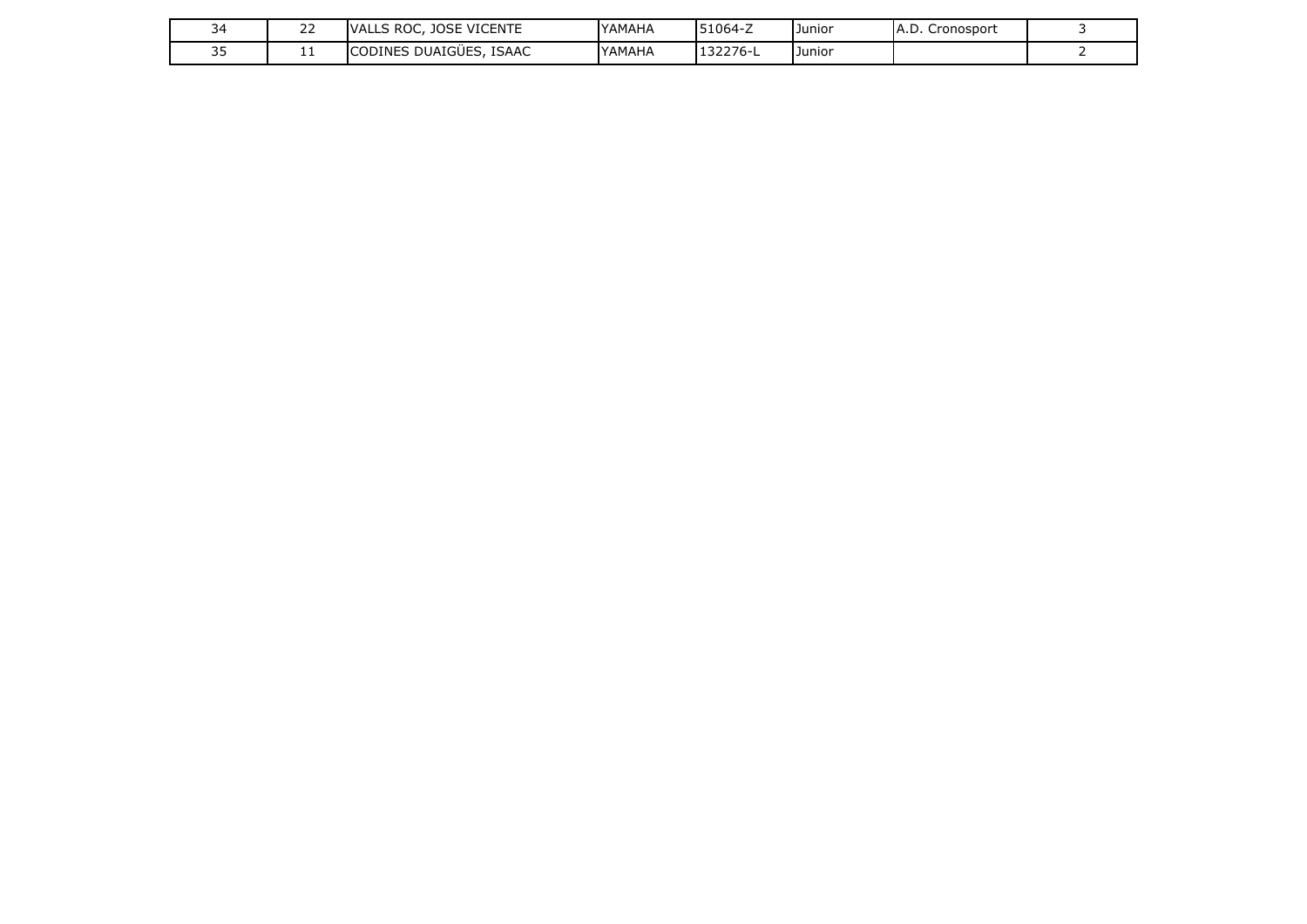| | | | | | | | |
|---|---|---|---|---|---|---|---|
| 34 | 22 | VALLS ROC, JOSE VICENTE | YAMAHA | 51064-Z | Junior | A.D. Cronosport | 3 |
| 35 | 11 | CODINES DUAIGÜES, ISAAC | YAMAHA | 132276-L | Junior | | 2 |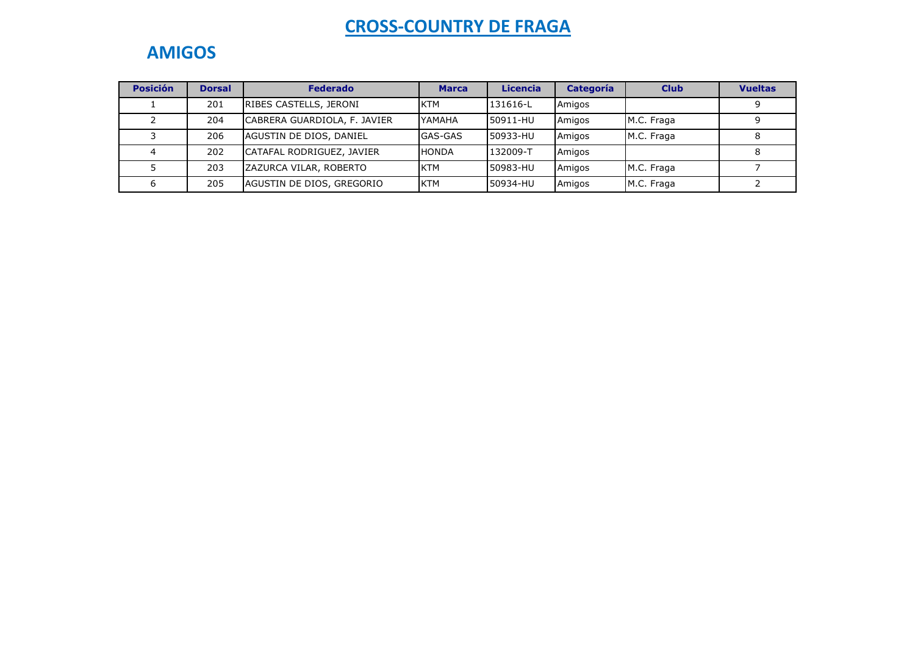# CROSS-COUNTRY DE FRAGA

## AMIGOS

| Posición | Dorsal | Federado | Marca | Licencia | Categoría | Club | Vueltas |
|---|---|---|---|---|---|---|---|
| 1 | 201 | RIBES CASTELLS, JERONI | KTM | 131616-L | Amigos | | 9 |
| 2 | 204 | CABRERA GUARDIOLA, F. JAVIER | YAMAHA | 50911-HU | Amigos | M.C. Fraga | 9 |
| 3 | 206 | AGUSTIN DE DIOS, DANIEL | GAS-GAS | 50933-HU | Amigos | M.C. Fraga | 8 |
| 4 | 202 | CATAFAL RODRIGUEZ, JAVIER | HONDA | 132009-T | Amigos | | 8 |
| 5 | 203 | ZAZURCA VILAR, ROBERTO | KTM | 50983-HU | Amigos | M.C. Fraga | 7 |
| 6 | 205 | AGUSTIN DE DIOS, GREGORIO | KTM | 50934-HU | Amigos | M.C. Fraga | 2 |